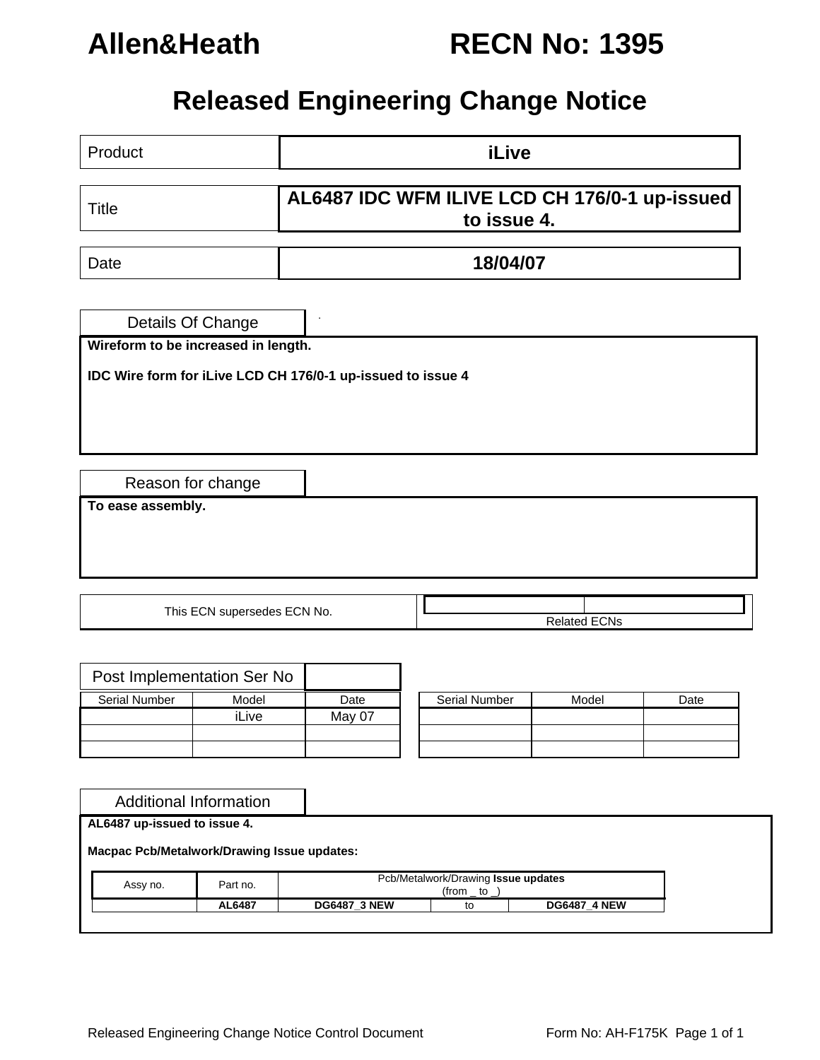# Allen&Heath RECN No: 1395

## Released Engineering Change Notice

| Product | iLive |
|---|---|
| Title | AL6487 IDC WFM ILIVE LCD CH 176/0-1 up-issued to issue 4. |
| Date | 18/04/07 |

### Details Of Change

**Wireform to be increased in length.**

**IDC Wire form for iLive LCD CH 176/0-1 up-issued to issue 4**

### Reason for change

**To ease assembly.**

| This ECN supersedes ECN No. | Related ECNs |
|---|---|
| | |

### Post Implementation Ser No

| Serial Number | Model | Date |
|---|---|---|
| | iLive | May 07 |
| | | |
| | | |

| Serial Number | Model | Date |
|---|---|---|
| | | |
| | | |
| | | |

### Additional Information

**AL6487 up-issued to issue 4.**

**Macpac Pcb/Metalwork/Drawing Issue updates:**

| Assy no. | Part no. | Pcb/Metalwork/Drawing **Issue updates** (from _ to _) | | |
|---|---|---|---|---|
| | **AL6487** | **DG6487_3 NEW** | to | **DG6487_4 NEW** |

Released Engineering Change Notice Control Document Form No: AH-F175K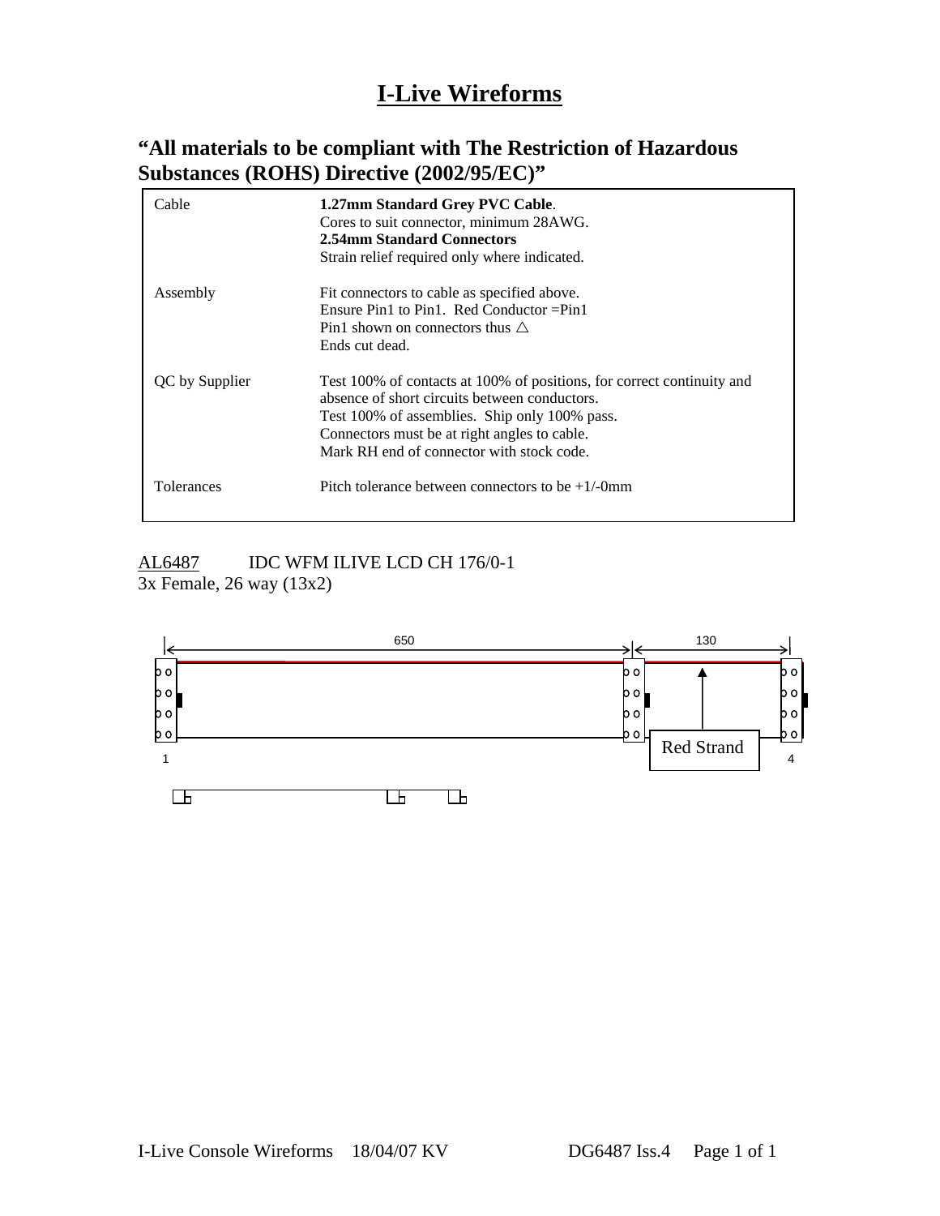# I-Live Wireforms

## "All materials to be compliant with The Restriction of Hazardous Substances (ROHS) Directive (2002/95/EC)"

| | |
|---|---|
| Cable | **1.27mm Standard Grey PVC Cable**.<br>Cores to suit connector, minimum 28AWG.<br>**2.54mm Standard Connectors**<br>Strain relief required only where indicated. |
| Assembly | Fit connectors to cable as specified above.<br>Ensure Pin1 to Pin1. Red Conductor =Pin1<br>Pin1 shown on connectors thus △<br>Ends cut dead. |
| QC by Supplier | Test 100% of contacts at 100% of positions, for correct continuity and absence of short circuits between conductors.<br>Test 100% of assemblies. Ship only 100% pass.<br>Connectors must be at right angles to cable.<br>Mark RH end of connector with stock code. |
| Tolerances | Pitch tolerance between connectors to be +1/-0mm |

AL6487 IDC WFM ILIVE LCD CH 176/0-1
3x Female, 26 way (13x2)

650

130

Red Strand

1

4